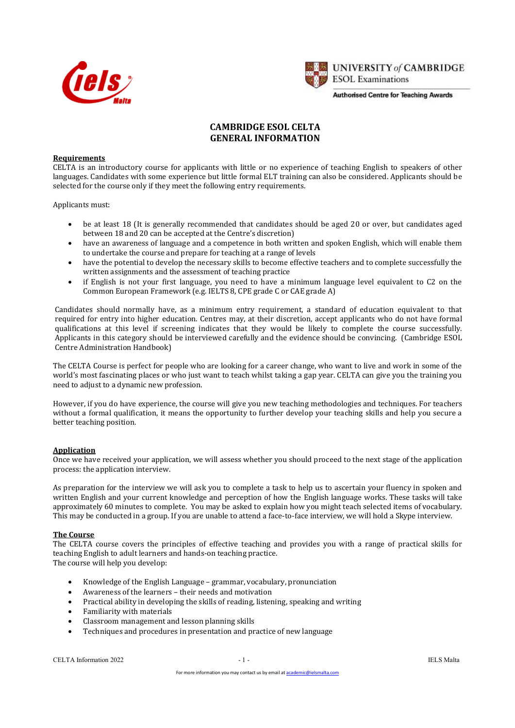UNIVERSITY of CAMBRIDGE
ESOL Examinations
Authorised Centre for Teaching Awards

# CAMBRIDGE ESOL CELTA
# GENERAL INFORMATION

**Requirements**

CELTA is an introductory course for applicants with little or no experience of teaching English to speakers of other languages. Candidates with some experience but little formal ELT training can also be considered. Applicants should be selected for the course only if they meet the following entry requirements.

Applicants must:

- be at least 18 (It is generally recommended that candidates should be aged 20 or over, but candidates aged between 18 and 20 can be accepted at the Centre's discretion)
- have an awareness of language and a competence in both written and spoken English, which will enable them to undertake the course and prepare for teaching at a range of levels
- have the potential to develop the necessary skills to become effective teachers and to complete successfully the written assignments and the assessment of teaching practice
- if English is not your first language, you need to have a minimum language level equivalent to C2 on the Common European Framework (e.g. IELTS 8, CPE grade C or CAE grade A)

Candidates should normally have, as a minimum entry requirement, a standard of education equivalent to that required for entry into higher education. Centres may, at their discretion, accept applicants who do not have formal qualifications at this level if screening indicates that they would be likely to complete the course successfully. Applicants in this category should be interviewed carefully and the evidence should be convincing. (Cambridge ESOL Centre Administration Handbook)

The CELTA Course is perfect for people who are looking for a career change, who want to live and work in some of the world's most fascinating places or who just want to teach whilst taking a gap year. CELTA can give you the training you need to adjust to a dynamic new profession.

However, if you do have experience, the course will give you new teaching methodologies and techniques. For teachers without a formal qualification, it means the opportunity to further develop your teaching skills and help you secure a better teaching position.

**Application**

Once we have received your application, we will assess whether you should proceed to the next stage of the application process: the application interview.

As preparation for the interview we will ask you to complete a task to help us to ascertain your fluency in spoken and written English and your current knowledge and perception of how the English language works. These tasks will take approximately 60 minutes to complete. You may be asked to explain how you might teach selected items of vocabulary. This may be conducted in a group. If you are unable to attend a face-to-face interview, we will hold a Skype interview.

**The Course**

The CELTA course covers the principles of effective teaching and provides you with a range of practical skills for teaching English to adult learners and hands-on teaching practice.
The course will help you develop:

- Knowledge of the English Language – grammar, vocabulary, pronunciation
- Awareness of the learners – their needs and motivation
- Practical ability in developing the skills of reading, listening, speaking and writing
- Familiarity with materials
- Classroom management and lesson planning skills
- Techniques and procedures in presentation and practice of new language

For more information you may contact us by email at academic@ielsmalta.com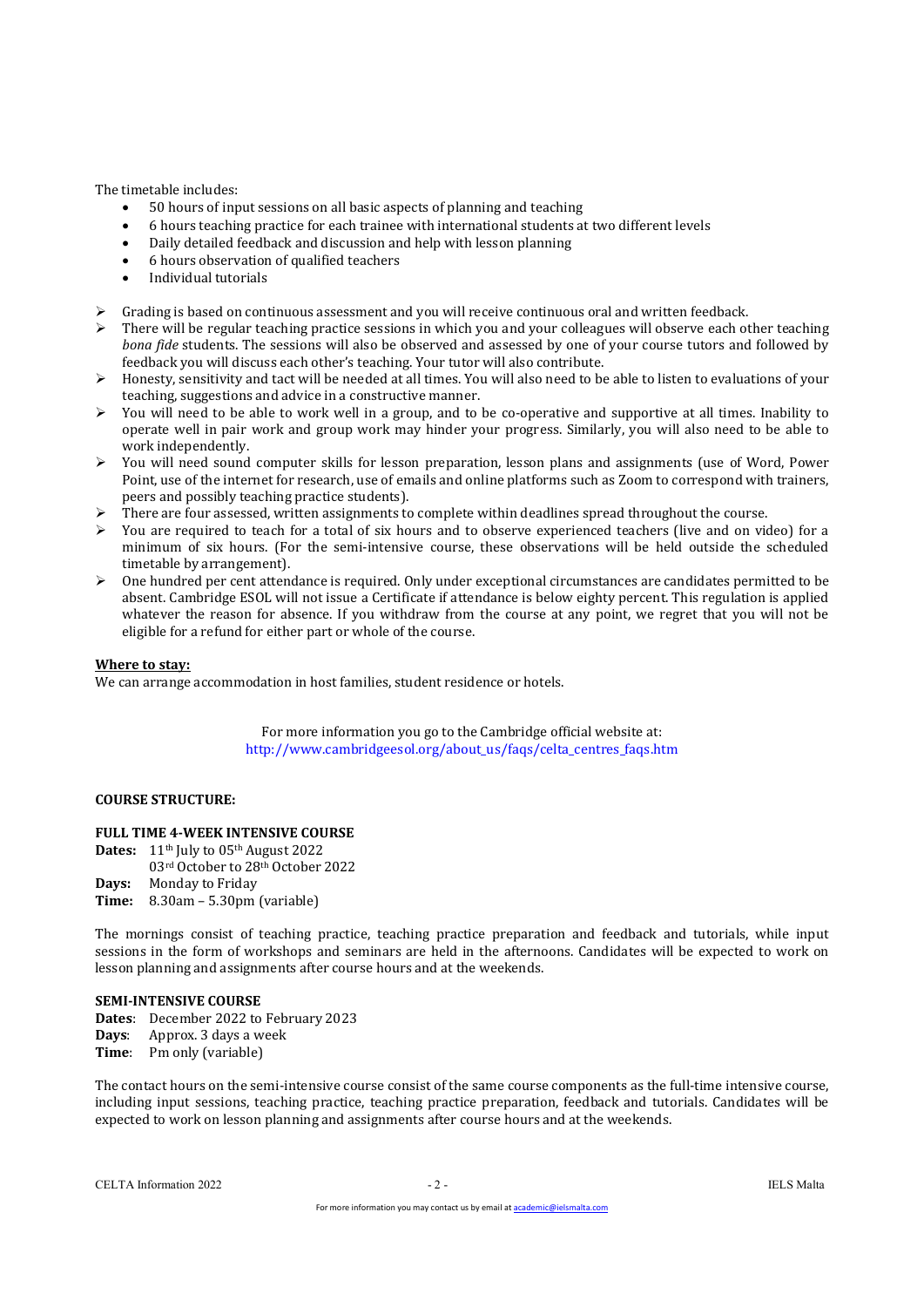The timetable includes:

- 50 hours of input sessions on all basic aspects of planning and teaching
- 6 hours teaching practice for each trainee with international students at two different levels
- Daily detailed feedback and discussion and help with lesson planning
- 6 hours observation of qualified teachers
- Individual tutorials

- Grading is based on continuous assessment and you will receive continuous oral and written feedback.
- There will be regular teaching practice sessions in which you and your colleagues will observe each other teaching *bona fide* students. The sessions will also be observed and assessed by one of your course tutors and followed by feedback you will discuss each other's teaching. Your tutor will also contribute.
- Honesty, sensitivity and tact will be needed at all times. You will also need to be able to listen to evaluations of your teaching, suggestions and advice in a constructive manner.
- You will need to be able to work well in a group, and to be co-operative and supportive at all times. Inability to operate well in pair work and group work may hinder your progress. Similarly, you will also need to be able to work independently.
- You will need sound computer skills for lesson preparation, lesson plans and assignments (use of Word, Power Point, use of the internet for research, use of emails and online platforms such as Zoom to correspond with trainers, peers and possibly teaching practice students).
- There are four assessed, written assignments to complete within deadlines spread throughout the course.
- You are required to teach for a total of six hours and to observe experienced teachers (live and on video) for a minimum of six hours. (For the semi-intensive course, these observations will be held outside the scheduled timetable by arrangement).
- One hundred per cent attendance is required. Only under exceptional circumstances are candidates permitted to be absent. Cambridge ESOL will not issue a Certificate if attendance is below eighty percent. This regulation is applied whatever the reason for absence. If you withdraw from the course at any point, we regret that you will not be eligible for a refund for either part or whole of the course.

**Where to stay:**

We can arrange accommodation in host families, student residence or hotels.

For more information you go to the Cambridge official website at:
http://www.cambridgeesol.org/about_us/faqs/celta_centres_faqs.htm

**COURSE STRUCTURE:**

**FULL TIME 4-WEEK INTENSIVE COURSE**

**Dates:** 11th July to 05th August 2022
03rd October to 28th October 2022
**Days:** Monday to Friday
**Time:** 8.30am – 5.30pm (variable)

The mornings consist of teaching practice, teaching practice preparation and feedback and tutorials, while input sessions in the form of workshops and seminars are held in the afternoons. Candidates will be expected to work on lesson planning and assignments after course hours and at the weekends.

**SEMI-INTENSIVE COURSE**

**Dates**: December 2022 to February 2023
**Days**: Approx. 3 days a week
**Time**: Pm only (variable)

The contact hours on the semi-intensive course consist of the same course components as the full-time intensive course, including input sessions, teaching practice, teaching practice preparation, feedback and tutorials. Candidates will be expected to work on lesson planning and assignments after course hours and at the weekends.

For more information you may contact us by email at academic@ielsmalta.com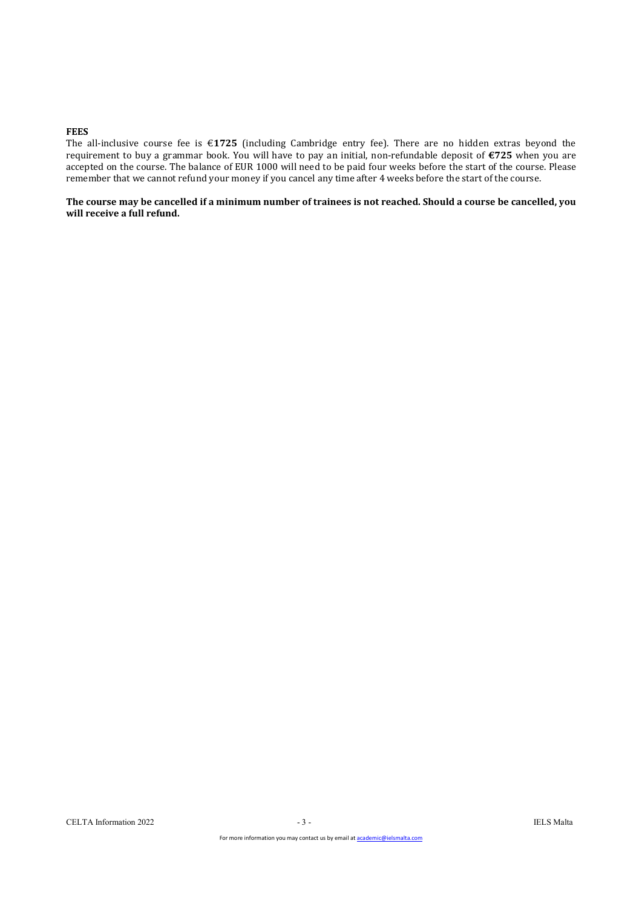**FEES**

The all-inclusive course fee is €**1725** (including Cambridge entry fee). There are no hidden extras beyond the requirement to buy a grammar book. You will have to pay an initial, non-refundable deposit of **€725** when you are accepted on the course. The balance of EUR 1000 will need to be paid four weeks before the start of the course. Please remember that we cannot refund your money if you cancel any time after 4 weeks before the start of the course.

**The course may be cancelled if a minimum number of trainees is not reached. Should a course be cancelled, you will receive a full refund.**

For more information you may contact us by email at academic@ielsmalta.com